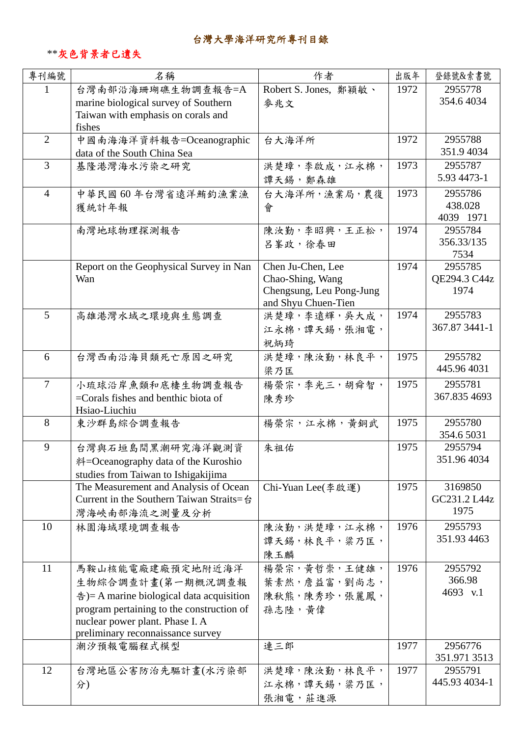# 台灣大學海洋研究所專刊目錄

**灰色背景者已遺失

| 專刊編號 | 名稱 | 作者 | 出版年 | 登錄號&索書號 |
|---|---|---|---|---|
| 1 | 台灣南部沿海珊瑚礁生物調查報告=A marine biological survey of Southern Taiwan with emphasis on corals and fishes | Robert S. Jones, 鄭穎敏、麥兆文 | 1972 | 2955778<br>354.6 4034 |
| 2 | 中國南海海洋資料報告=Oceanographic data of the South China Sea | 台大海洋所 | 1972 | 2955788<br>351.9 4034 |
| 3 | 基隆港灣海水污染之研究 | 洪楚璋，李啟成，江永棉，譚天錫，鄭森雄 | 1973 | 2955787<br>5.93 4473-1 |
| 4 | 中華民國 60 年台灣省遠洋鮪釣漁業漁獲統計年報 | 台大海洋所，漁業局，農復會 | 1973 | 2955786<br>438.028<br>4039 1971 |
| | 南灣地球物理探測報告 | 陳汝勤，李昭興，王正松，呂峯政，徐春田 | 1974 | 2955784<br>356.33/135<br>7534 |
| | Report on the Geophysical Survey in Nan Wan | Chen Ju-Chen, Lee Chao-Shing, Wang Chengsung, Leu Pong-Jung and Shyu Chuen-Tien | 1974 | 2955785<br>QE294.3 C44z<br>1974 |
| 5 | 高雄港灣水域之環境與生態調查 | 洪楚璋，李遠輝，吳大成，江永棉，譚天錫，張湘電，祝炳琦 | 1974 | 2955783<br>367.87 3441-1 |
| 6 | 台灣西南沿海貝類死亡原因之研究 | 洪楚璋，陳汝勤，林良平，梁乃匡 | 1975 | 2955782<br>445.96 4031 |
| 7 | 小琉球沿岸魚類和底棲生物調查報告=Corals fishes and benthic biota of Hsiao-Liuchiu | 楊榮宗，李光三，胡舜智，陳秀珍 | 1975 | 2955781<br>367.835 4693 |
| 8 | 東沙群島綜合調查報告 | 楊榮宗，江永棉，黃銅武 | 1975 | 2955780<br>354.6 5031 |
| 9 | 台灣與石垣島間黑潮研究海洋觀測資料=Oceanography data of the Kuroshio studies from Taiwan to Ishigakijima | 朱祖佑 | 1975 | 2955794<br>351.96 4034 |
| | The Measurement and Analysis of Ocean Current in the Southern Taiwan Straits=台灣海峽南部海流之測量及分析 | Chi-Yuan Lee(李啟運) | 1975 | 3169850<br>GC231.2 L44z<br>1975 |
| 10 | 林園海域環境調查報告 | 陳汝勤，洪楚璋，江永棉，譚天錫，林良平，梁乃匡，陳玉麟 | 1976 | 2955793<br>351.93 4463 |
| 11 | 馬鞍山核能電廠建廠預定地附近海洋生物綜合調查計畫(第一期概況調查報告)= A marine biological data acquisition program pertaining to the construction of nuclear power plant. Phase I. A preliminary reconnaissance survey | 楊榮宗，黃哲崇，王健雄，葉素然，詹益富，劉尚志，陳秋熊，陳秀珍，張麗鳳，孫志陸，黃偉 | 1976 | 2955792<br>366.98<br>4693 v.1 |
| | 潮汐預報電腦程式模型 | 連三郎 | 1977 | 2956776<br>351.971 3513 |
| 12 | 台灣地區公害防治先驅計畫(水污染部分) | 洪楚璋，陳汝勤，林良平，江永棉，譚天錫，梁乃匡，張湘電，莊進源 | 1977 | 2955791<br>445.93 4034-1 |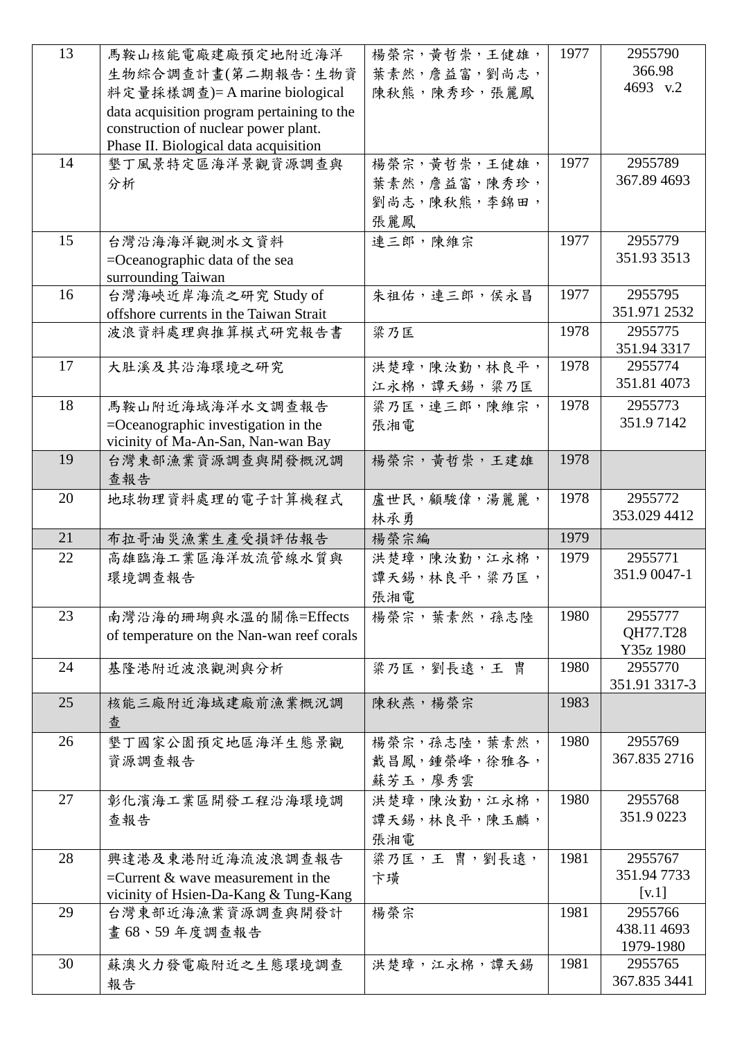| 13 | 馬鞍山核能電廠建廠預定地附近海洋生物綜合調查計畫(第二期報告：生物資料定量採樣調查)= A marine biological data acquisition program pertaining to the construction of nuclear power plant. Phase II. Biological data acquisition | 楊榮宗，黃哲崇，王健雄，葉素然，詹益富，劉尚志，陳秋熊，陳秀珍，張麗鳳 | 1977 | 2955790<br>366.98<br>4693 v.2 |
|---|---|---|---|---|
| 14 | 墾丁風景特定區海洋景觀資源調查與分析 | 楊榮宗，黃哲崇，王健雄，葉素然，詹益富，陳秀珍，劉尚志，陳秋熊，李錦田，張麗鳳 | 1977 | 2955789<br>367.89 4693 |
| 15 | 台灣沿海海洋觀測水文資料 =Oceanographic data of the sea surrounding Taiwan | 連三郎，陳維宗 | 1977 | 2955779<br>351.93 3513 |
| 16 | 台灣海峽近岸海流之研究 Study of offshore currents in the Taiwan Strait | 朱祖佑，連三郎，侯永昌 | 1977 | 2955795<br>351.971 2532 |
| | 波浪資料處理與推算模式研究報告書 | 梁乃匡 | 1978 | 2955775<br>351.94 3317 |
| 17 | 大肚溪及其沿海環境之研究 | 洪楚璋，陳汝勤，林良平，江永棉，譚天錫，梁乃匡 | 1978 | 2955774<br>351.81 4073 |
| 18 | 馬鞍山附近海域海洋水文調查報告 =Oceanographic investigation in the vicinity of Ma-An-San, Nan-wan Bay | 梁乃匡，連三郎，陳維宗，張湘電 | 1978 | 2955773<br>351.9 7142 |
| 19 | 台灣東部漁業資源調查與開發概況調查報告 | 楊榮宗，黃哲崇，王建雄 | 1978 | |
| 20 | 地球物理資料處理的電子計算機程式 | 盧世民，顧駿偉，湯麗麗，林承勇 | 1978 | 2955772<br>353.029 4412 |
| 21 | 布拉哥油災漁業生產受損評估報告 | 楊榮宗編 | 1979 | |
| 22 | 高雄臨海工業區海洋放流管線水質與環境調查報告 | 洪楚璋，陳汝勤，江永棉，譚天錫，林良平，梁乃匡，張湘電 | 1979 | 2955771<br>351.9 0047-1 |
| 23 | 南灣沿海的珊瑚與水溫的關係=Effects of temperature on the Nan-wan reef corals | 楊榮宗，葉素然，孫志陸 | 1980 | 2955777<br>QH77.T28<br>Y35z 1980 |
| 24 | 基隆港附近波浪觀測與分析 | 梁乃匡，劉長遠，王 胄 | 1980 | 2955770<br>351.91 3317-3 |
| 25 | 核能三廠附近海域建廠前漁業概況調查 | 陳秋燕，楊榮宗 | 1983 | |
| 26 | 墾丁國家公園預定地區海洋生態景觀資源調查報告 | 楊榮宗，孫志陸，葉素然，戴昌鳳，鍾榮峰，徐雅各，蘇芳玉，廖秀雲 | 1980 | 2955769<br>367.835 2716 |
| 27 | 彰化濱海工業區開發工程沿海環境調查報告 | 洪楚璋，陳汝勤，江永棉，譚天錫，林良平，陳玉麟，張湘電 | 1980 | 2955768<br>351.9 0223 |
| 28 | 興達港及東港附近海流波浪調查報告 =Current & wave measurement in the vicinity of Hsien-Da-Kang & Tung-Kang | 梁乃匡，王 胄，劉長遠，卞璜 | 1981 | 2955767<br>351.94 7733<br>[v.1] |
| 29 | 台灣東部近海漁業資源調查與開發計畫 68、59 年度調查報告 | 楊榮宗 | 1981 | 2955766<br>438.11 4693<br>1979-1980 |
| 30 | 蘇澳火力發電廠附近之生態環境調查報告 | 洪楚璋，江永棉，譚天錫 | 1981 | 2955765<br>367.835 3441 |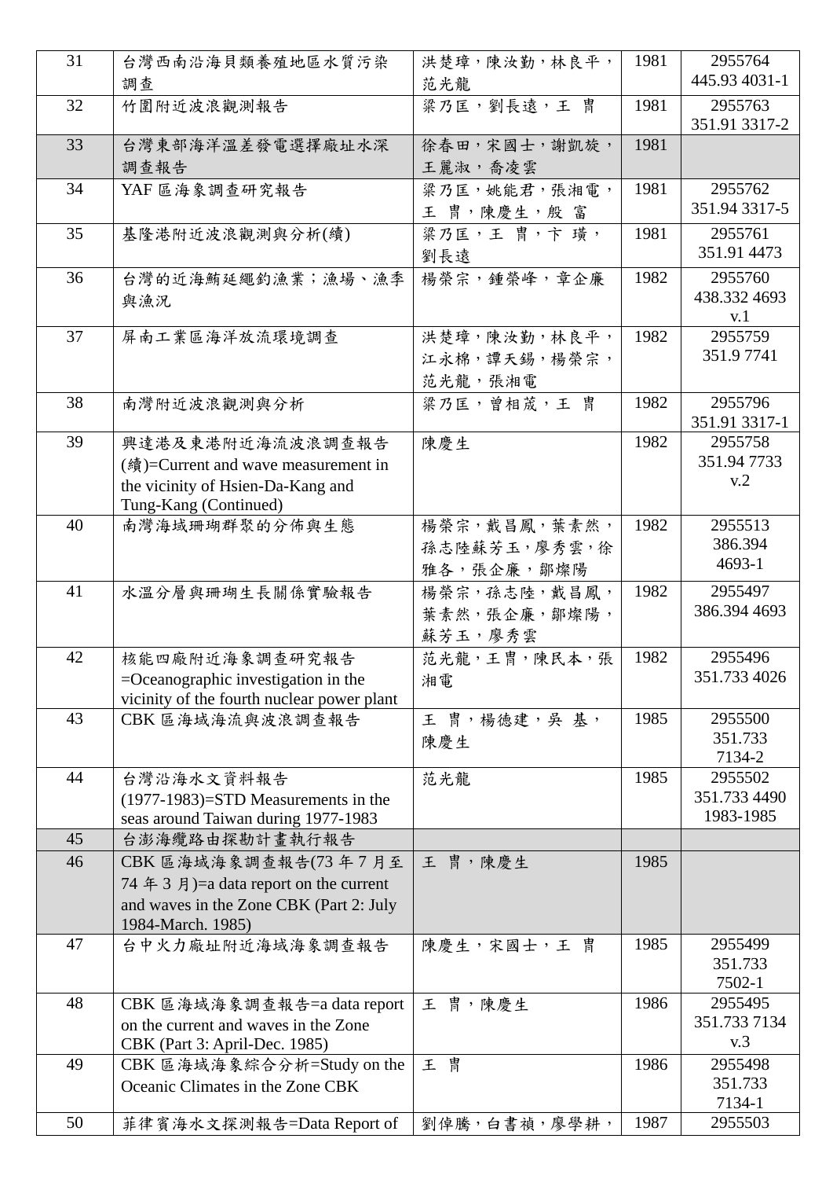| 31 | 台灣西南沿海貝類養殖地區水質污染調查 | 洪楚璋，陳汝勤，林良平，范光龍 | 1981 | 2955764<br>445.93 4031-1 |
|---|---|---|---|---|
| 32 | 竹圍附近波浪觀測報告 | 梁乃匡，劉長遠，王 冑 | 1981 | 2955763<br>351.91 3317-2 |
| 33 | 台灣東部海洋溫差發電選擇廠址水深調查報告 | 徐春田，宋國士，謝凱旋，王麗淑，喬凌雲 | 1981 | |
| 34 | YAF 區海象調查研究報告 | 梁乃匡，姚能君，張湘雹，王 冑，陳慶生，殷 富 | 1981 | 2955762<br>351.94 3317-5 |
| 35 | 基隆港附近波浪觀測與分析(續) | 梁乃匡，王 冑，卞 璜，劉長遠 | 1981 | 2955761<br>351.91 4473 |
| 36 | 台灣的近海鮪延繩釣漁業；漁場、漁季與漁況 | 楊榮宗，鍾榮峰，章企廉 | 1982 | 2955760<br>438.332 4693<br>v.1 |
| 37 | 屏南工業區海洋放流環境調查 | 洪楚璋，陳汝勤，林良平，江永棉，譚天錫，楊榮宗，范光龍，張湘雹 | 1982 | 2955759<br>351.9 7741 |
| 38 | 南灣附近波浪觀測與分析 | 梁乃匡，曾相茂，王 冑 | 1982 | 2955796<br>351.91 3317-1 |
| 39 | 興達港及東港附近海流波浪調查報告(續)=Current and wave measurement in the vicinity of Hsien-Da-Kang and Tung-Kang (Continued) | 陳慶生 | 1982 | 2955758<br>351.94 7733<br>v.2 |
| 40 | 南灣海域珊瑚群聚的分佈與生態 | 楊榮宗，戴昌鳳，葉素然，孫志陸蘇芳玉，廖秀雲，徐雅各，張企廉，鄒燦陽 | 1982 | 2955513<br>386.394<br>4693-1 |
| 41 | 水溫分層與珊瑚生長關係實驗報告 | 楊榮宗，孫志陸，戴昌鳳，葉素然，張企廉，鄒燦陽，蘇芳玉，廖秀雲 | 1982 | 2955497<br>386.394 4693 |
| 42 | 核能四廠附近海象調查研究報告=Oceanographic investigation in the vicinity of the fourth nuclear power plant | 范光龍，王冑，陳民本，張湘雹 | 1982 | 2955496<br>351.733 4026 |
| 43 | CBK 區海域海流與波浪調查報告 | 王 冑，楊德建，吳 基，陳慶生 | 1985 | 2955500<br>351.733<br>7134-2 |
| 44 | 台灣沿海水文資料報告(1977-1983)=STD Measurements in the seas around Taiwan during 1977-1983 | 范光龍 | 1985 | 2955502<br>351.733 4490<br>1983-1985 |
| 45 | 台澎海纜路由探勘計畫執行報告 | | | |
| 46 | CBK 區海域海象調查報告(73 年 7 月至 74 年 3 月)=a data report on the current and waves in the Zone CBK (Part 2: July 1984-March. 1985) | 王 冑，陳慶生 | 1985 | |
| 47 | 台中火力廠址附近海域海象調查報告 | 陳慶生，宋國士，王 冑 | 1985 | 2955499<br>351.733<br>7502-1 |
| 48 | CBK 區海域海象調查報告=a data report on the current and waves in the Zone CBK (Part 3: April-Dec. 1985) | 王 冑，陳慶生 | 1986 | 2955495<br>351.733 7134<br>v.3 |
| 49 | CBK 區海域海象綜合分析=Study on the Oceanic Climates in the Zone CBK | 王 冑 | 1986 | 2955498<br>351.733<br>7134-1 |
| 50 | 菲律賓海水文探測報告=Data Report of | 劉倬騰，白書禎，廖學耕， | 1987 | 2955503 |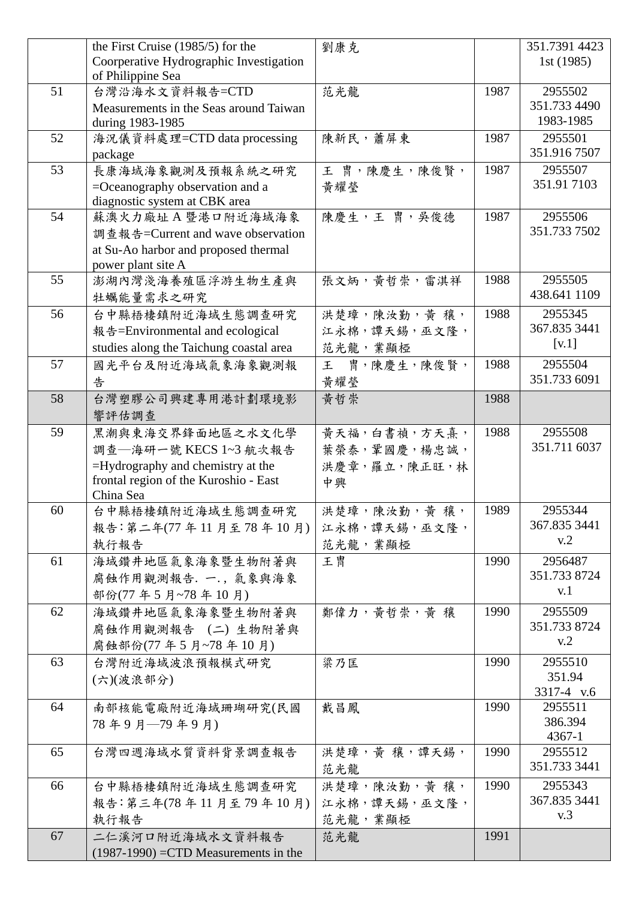| | | | | |
|---|---|---|---|---|
| | the First Cruise (1985/5) for the Coorperative Hydrographic Investigation of Philippine Sea | 劉康克 | | 351.7391 4423 1st (1985) |
| 51 | 台灣沿海水文資料報告=CTD Measurements in the Seas around Taiwan during 1983-1985 | 范光龍 | 1987 | 2955502 351.733 4490 1983-1985 |
| 52 | 海況儀資料處理=CTD data processing package | 陳新民，蕭屏東 | 1987 | 2955501 351.916 7507 |
| 53 | 長康海域海象觀測及預報系統之研究=Oceanography observation and a diagnostic system at CBK area | 王 冑，陳慶生，陳俊賢，黃耀瑩 | 1987 | 2955507 351.91 7103 |
| 54 | 蘇澳火力廠址 A 暨港口附近海域海象調查報告=Current and wave observation at Su-Ao harbor and proposed thermal power plant site A | 陳慶生，王 冑，吳俊德 | 1987 | 2955506 351.733 7502 |
| 55 | 澎湖內灣淺海養殖區浮游生物生產與牡蠣能量需求之研究 | 張文炳，黃哲崇，雷淇祥 | 1988 | 2955505 438.641 1109 |
| 56 | 台中縣梧棲鎮附近海域生態調查研究報告=Environmental and ecological studies along the Taichung coastal area | 洪楚璋，陳汝勤，黃 穰，江永棉，譚天錫，巫文隆，范光龍，業顯椏 | 1988 | 2955345 367.835 3441 [v.1] |
| 57 | 國光平台及附近海域氣象海象觀測報告 | 王 冑，陳慶生，陳俊賢，黃耀瑩 | 1988 | 2955504 351.733 6091 |
| 58 | 台灣塑膠公司興建專用港計劃環境影響評估調查 | 黃哲崇 | 1988 | |
| 59 | 黑潮與東海交界鋒面地區之水文化學調查—海研一號 KECS 1~3 航次報告=Hydrography and chemistry at the frontal region of the Kuroshio - East China Sea | 黃天福，白書禎，方天熹，葉榮泰，鞏國慶，楊忠誠，洪慶章，羅立，陳正旺，林中興 | 1988 | 2955508 351.711 6037 |
| 60 | 台中縣梧棲鎮附近海域生態調查研究報告:第二年(77 年 11 月至 78 年 10 月)執行報告 | 洪楚璋，陳汝勤，黃 穰，江永棉，譚天錫，巫文隆，范光龍，業顯椏 | 1989 | 2955344 367.835 3441 v.2 |
| 61 | 海域鑽井地區氣象海象暨生物附著與腐蝕作用觀測報告. 一.，氣象與海象部份(77 年 5 月~78 年 10 月) | 王冑 | 1990 | 2956487 351.733 8724 v.1 |
| 62 | 海域鑽井地區氣象海象暨生物附著與腐蝕作用觀測報告 (二) 生物附著與腐蝕部份(77 年 5 月~78 年 10 月) | 鄭偉力，黃哲崇，黃 穰 | 1990 | 2955509 351.733 8724 v.2 |
| 63 | 台灣附近海域波浪預報模式研究(六)(波浪部分) | 梁乃匡 | 1990 | 2955510 351.94 3317-4 v.6 |
| 64 | 南部核能電廠附近海域珊瑚研究(民國 78 年 9 月—79 年 9 月) | 戴昌鳳 | 1990 | 2955511 386.394 4367-1 |
| 65 | 台灣四週海域水質資料背景調查報告 | 洪楚璋，黃 穰，譚天錫，范光龍 | 1990 | 2955512 351.733 3441 |
| 66 | 台中縣梧棲鎮附近海域生態調查研究報告:第三年(78 年 11 月至 79 年 10 月)執行報告 | 洪楚璋，陳汝勤，黃 穰，江永棉，譚天錫，巫文隆，范光龍，業顯椏 | 1990 | 2955343 367.835 3441 v.3 |
| 67 | 二仁溪河口附近海域水文資料報告(1987-1990) =CTD Measurements in the | 范光龍 | 1991 | |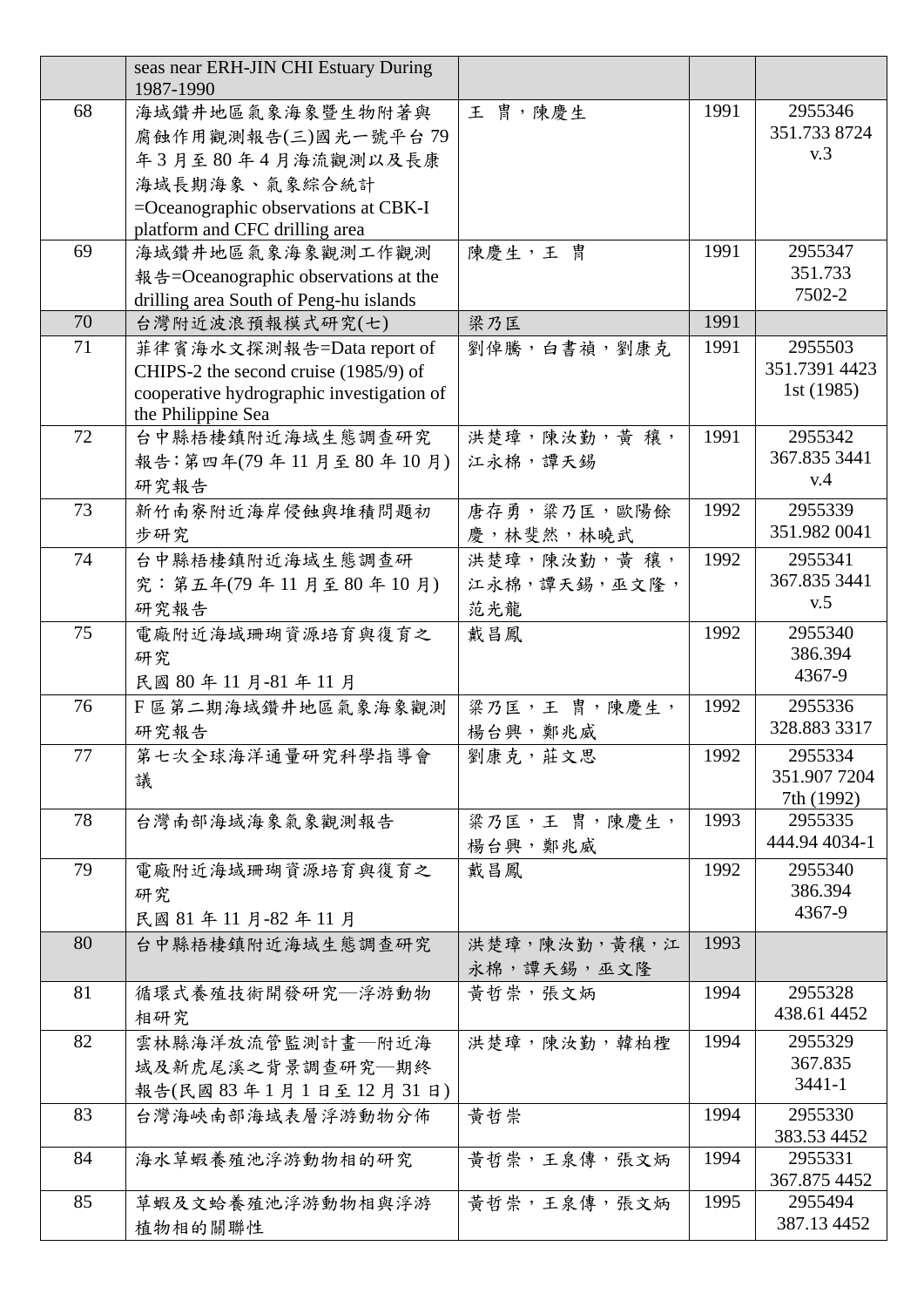| | | | | |
|---|---|---|---|---|
| | seas near ERH-JIN CHI Estuary During 1987-1990 | | | |
| 68 | 海域鑽井地區氣象海象暨生物附著與腐蝕作用觀測報告(三)國光一號平台 79 年 3 月至 80 年 4 月海流觀測以及長康海域長期海象、氣象綜合統計 =Oceanographic observations at CBK-I platform and CFC drilling area | 王 冑，陳慶生 | 1991 | 2955346 351.733 8724 v.3 |
| 69 | 海域鑽井地區氣象海象觀測工作觀測報告=Oceanographic observations at the drilling area South of Peng-hu islands | 陳慶生，王 冑 | 1991 | 2955347 351.733 7502-2 |
| 70 | 台灣附近波浪預報模式研究(七) | 梁乃匡 | 1991 | |
| 71 | 菲律賓海水文探測報告=Data report of CHIPS-2 the second cruise (1985/9) of cooperative hydrographic investigation of the Philippine Sea | 劉倬騰，白書禎，劉康克 | 1991 | 2955503 351.7391 4423 1st (1985) |
| 72 | 台中縣梧棲鎮附近海域生態調查研究報告:第四年(79 年 11 月至 80 年 10 月)研究報告 | 洪楚璋，陳汝勤，黃 穰，江永棉，譚天錫 | 1991 | 2955342 367.835 3441 v.4 |
| 73 | 新竹南寮附近海岸侵蝕與堆積問題初步研究 | 唐存勇，梁乃匡，歐陽餘慶，林斐然，林曉武 | 1992 | 2955339 351.982 0041 |
| 74 | 台中縣梧棲鎮附近海域生態調查研究：第五年(79 年 11 月至 80 年 10 月)研究報告 | 洪楚璋，陳汝勤，黃 穰，江永棉，譚天錫，巫文隆，范光龍 | 1992 | 2955341 367.835 3441 v.5 |
| 75 | 電廠附近海域珊瑚資源培育與復育之研究 民國 80 年 11 月-81 年 11 月 | 戴昌鳳 | 1992 | 2955340 386.394 4367-9 |
| 76 | F 區第二期海域鑽井地區氣象海象觀測研究報告 | 梁乃匡，王 冑，陳慶生，楊台興，鄭兆威 | 1992 | 2955336 328.883 3317 |
| 77 | 第七次全球海洋通量研究科學指導會議 | 劉康克，莊文思 | 1992 | 2955334 351.907 7204 7th (1992) |
| 78 | 台灣南部海域海象氣象觀測報告 | 梁乃匡，王 冑，陳慶生，楊台興，鄭兆威 | 1993 | 2955335 444.94 4034-1 |
| 79 | 電廠附近海域珊瑚資源培育與復育之研究 民國 81 年 11 月-82 年 11 月 | 戴昌鳳 | 1992 | 2955340 386.394 4367-9 |
| 80 | 台中縣梧棲鎮附近海域生態調查研究 | 洪楚璋，陳汝勤，黃穰，江永棉，譚天錫，巫文隆 | 1993 | |
| 81 | 循環式養殖技術開發研究—浮游動物相研究 | 黃哲崇，張文炳 | 1994 | 2955328 438.61 4452 |
| 82 | 雲林縣海洋放流管監測計畫—附近海域及新虎尾溪之背景調查研究—期終報告(民國 83 年 1 月 1 日至 12 月 31 日) | 洪楚璋，陳汝勤，韓柏檉 | 1994 | 2955329 367.835 3441-1 |
| 83 | 台灣海峽南部海域表層浮游動物分佈 | 黃哲崇 | 1994 | 2955330 383.53 4452 |
| 84 | 海水草蝦養殖池浮游動物相的研究 | 黃哲崇，王泉傳，張文炳 | 1994 | 2955331 367.875 4452 |
| 85 | 草蝦及文蛤養殖池浮游動物相與浮游植物相的關聯性 | 黃哲崇，王泉傳，張文炳 | 1995 | 2955494 387.13 4452 |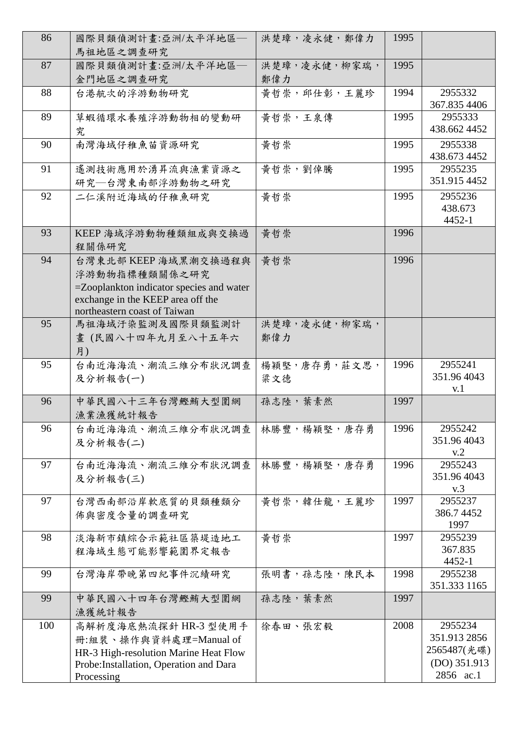| | | | | |
|---|---|---|---|---|
| 86 | 國際貝類偵測計畫:亞洲/太平洋地區—馬祖地區之調查研究 | 洪楚璋，凌永健，鄭偉力 | 1995 | |
| 87 | 國際貝類偵測計畫:亞洲/太平洋地區—金門地區之調查研究 | 洪楚璋，凌永健，柳家瑞，鄭偉力 | 1995 | |
| 88 | 台港航次的浮游動物研究 | 黃哲崇，邱仕彰，王麗珍 | 1994 | 2955332 367.835 4406 |
| 89 | 草蝦循環水養殖浮游動物相的變動研究 | 黃哲崇，王泉傳 | 1995 | 2955333 438.662 4452 |
| 90 | 南灣海域仔稚魚苗資源研究 | 黃哲崇 | 1995 | 2955338 438.673 4452 |
| 91 | 遙測技術應用於湧昇流與漁業資源之研究—台灣東南部浮游動物之研究 | 黃哲崇，劉倬騰 | 1995 | 2955235 351.915 4452 |
| 92 | 二仁溪附近海域的仔稚魚研究 | 黃哲崇 | 1995 | 2955236 438.673 4452-1 |
| 93 | KEEP 海域浮游動物種類組成與交換過程關係研究 | 黃哲崇 | 1996 | |
| 94 | 台灣東北部 KEEP 海域黑潮交換過程與浮游動物指標種類關係之研究 =Zooplankton indicator species and water exchange in the KEEP area off the northeastern coast of Taiwan | 黃哲崇 | 1996 | |
| 95 | 馬祖海域汙染監測及國際貝類監測計畫 (民國八十四年九月至八十五年六月) | 洪楚璋，凌永健，柳家瑞，鄭偉力 | | |
| 95 | 台南近海海流、潮流三維分布狀況調查及分析報告(一) | 楊穎堅，唐存勇，莊文思，梁文德 | 1996 | 2955241 351.96 4043 v.1 |
| 96 | 中華民國八十三年台灣鰹鮪大型圍網漁業漁獲統計報告 | 孫志陸，葉素然 | 1997 | |
| 96 | 台南近海海流、潮流三維分布狀況調查及分析報告(二) | 林勝豐，楊穎堅，唐存勇 | 1996 | 2955242 351.96 4043 v.2 |
| 97 | 台南近海海流、潮流三維分布狀況調查及分析報告(三) | 林勝豐，楊穎堅，唐存勇 | 1996 | 2955243 351.96 4043 v.3 |
| 97 | 台灣西南部沿岸軟底質的貝類種類分佈與密度含量的調查研究 | 黃哲崇，韓仕龍，王麗珍 | 1997 | 2955237 386.7 4452 1997 |
| 98 | 淡海新市鎮綜合示範社區築堤造地工程海域生態可能影響範圍界定報告 | 黃哲崇 | 1997 | 2955239 367.835 4452-1 |
| 99 | 台灣海岸帶晚第四紀事件沉積研究 | 張明書，孫志陸，陳民本 | 1998 | 2955238 351.333 1165 |
| 99 | 中華民國八十四年台灣鰹鮪大型圍網漁獲統計報告 | 孫志陸，葉素然 | 1997 | |
| 100 | 高解析度海底熱流探針 HR-3 型使用手冊:組裝、操作與資料處理=Manual of HR-3 High-resolution Marine Heat Flow Probe:Installation, Operation and Dara Processing | 徐春田、張宏毅 | 2008 | 2955234 351.913 2856 2565487(光碟) (DO) 351.913 2856 ac.1 |